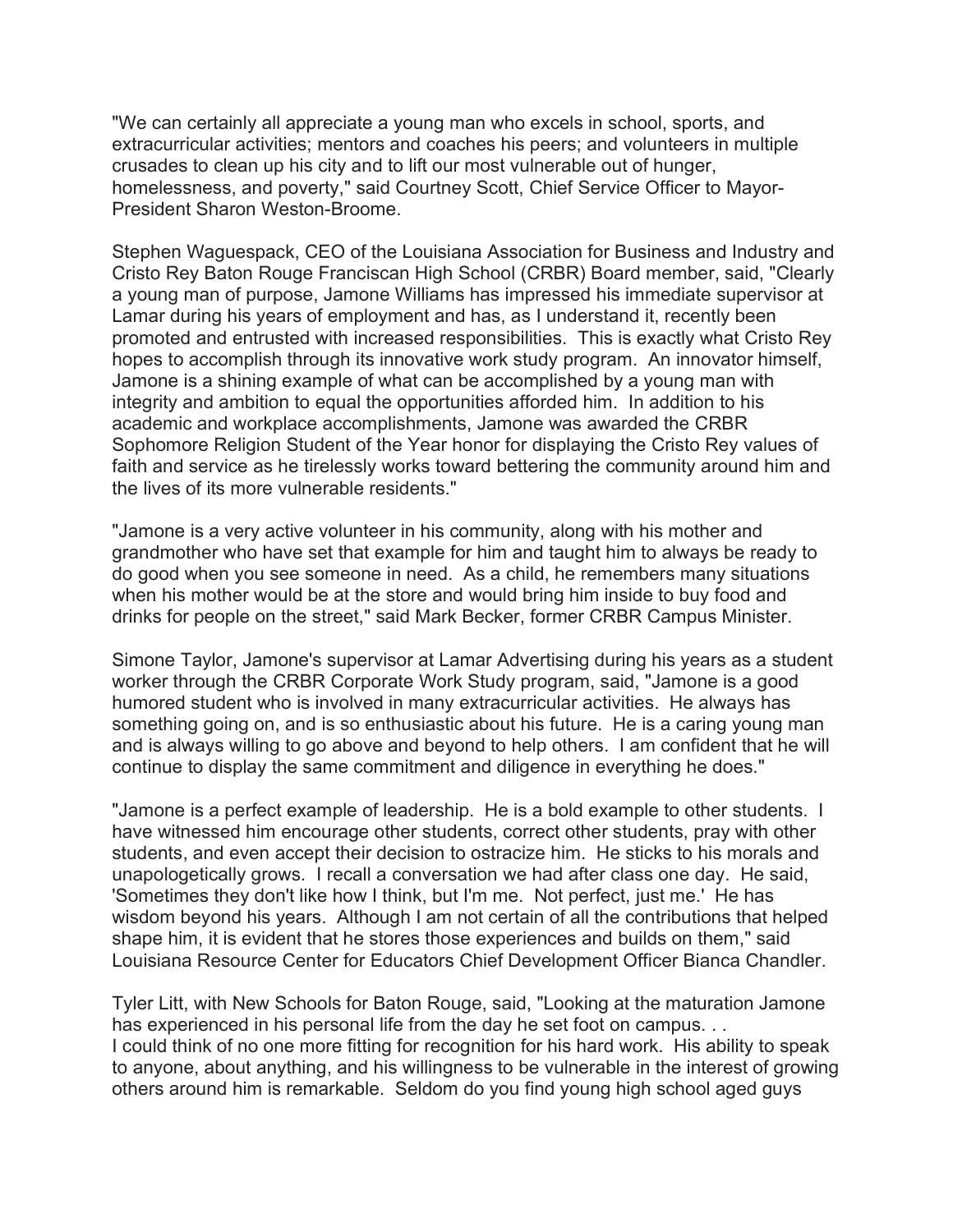"We can certainly all appreciate a young man who excels in school, sports, and extracurricular activities; mentors and coaches his peers; and volunteers in multiple crusades to clean up his city and to lift our most vulnerable out of hunger, homelessness, and poverty," said Courtney Scott, Chief Service Officer to Mayor-President Sharon Weston-Broome.

Stephen Waguespack, CEO of the Louisiana Association for Business and Industry and Cristo Rey Baton Rouge Franciscan High School (CRBR) Board member, said, "Clearly a young man of purpose, Jamone Williams has impressed his immediate supervisor at Lamar during his years of employment and has, as I understand it, recently been promoted and entrusted with increased responsibilities. This is exactly what Cristo Rey hopes to accomplish through its innovative work study program. An innovator himself, Jamone is a shining example of what can be accomplished by a young man with integrity and ambition to equal the opportunities afforded him. In addition to his academic and workplace accomplishments, Jamone was awarded the CRBR Sophomore Religion Student of the Year honor for displaying the Cristo Rey values of faith and service as he tirelessly works toward bettering the community around him and the lives of its more vulnerable residents."

"Jamone is a very active volunteer in his community, along with his mother and grandmother who have set that example for him and taught him to always be ready to do good when you see someone in need. As a child, he remembers many situations when his mother would be at the store and would bring him inside to buy food and drinks for people on the street," said Mark Becker, former CRBR Campus Minister.

Simone Taylor, Jamone's supervisor at Lamar Advertising during his years as a student worker through the CRBR Corporate Work Study program, said, "Jamone is a good humored student who is involved in many extracurricular activities. He always has something going on, and is so enthusiastic about his future. He is a caring young man and is always willing to go above and beyond to help others. I am confident that he will continue to display the same commitment and diligence in everything he does."

"Jamone is a perfect example of leadership. He is a bold example to other students. I have witnessed him encourage other students, correct other students, pray with other students, and even accept their decision to ostracize him. He sticks to his morals and unapologetically grows. I recall a conversation we had after class one day. He said, 'Sometimes they don't like how I think, but I'm me. Not perfect, just me.' He has wisdom beyond his years. Although I am not certain of all the contributions that helped shape him, it is evident that he stores those experiences and builds on them," said Louisiana Resource Center for Educators Chief Development Officer Bianca Chandler.

Tyler Litt, with New Schools for Baton Rouge, said, "Looking at the maturation Jamone has experienced in his personal life from the day he set foot on campus. . .
I could think of no one more fitting for recognition for his hard work. His ability to speak to anyone, about anything, and his willingness to be vulnerable in the interest of growing others around him is remarkable. Seldom do you find young high school aged guys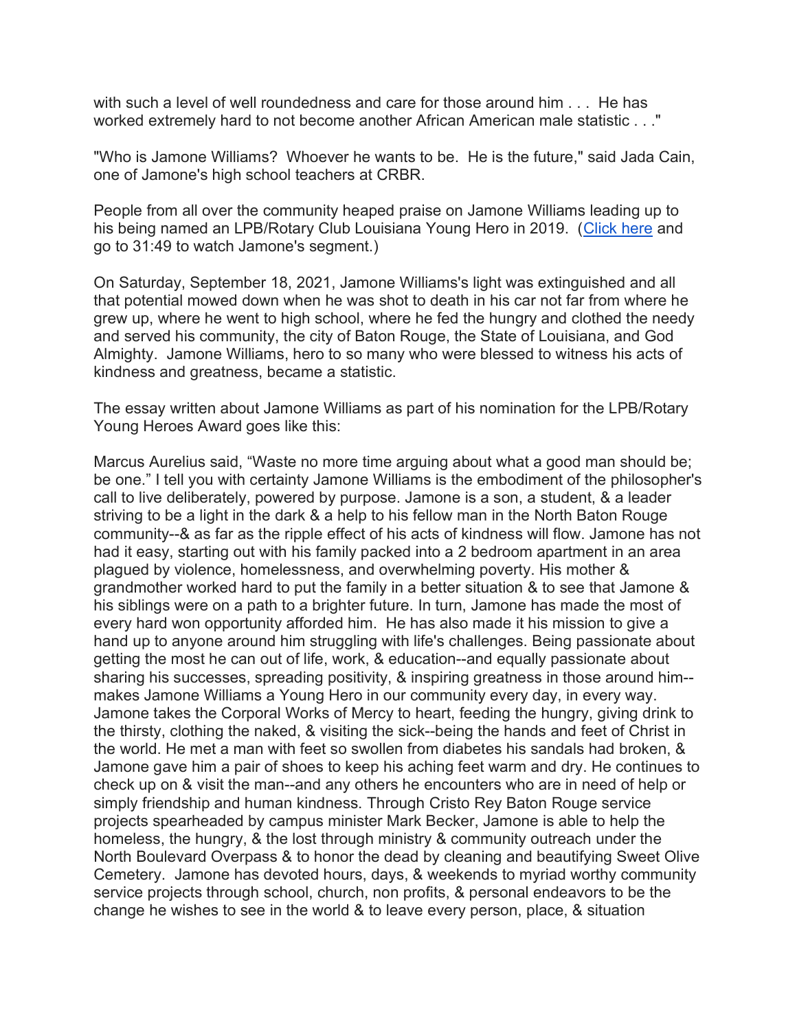with such a level of well roundedness and care for those around him . . .  He has worked extremely hard to not become another African American male statistic . . ."

"Who is Jamone Williams?  Whoever he wants to be.  He is the future," said Jada Cain, one of Jamone's high school teachers at CRBR.

People from all over the community heaped praise on Jamone Williams leading up to his being named an LPB/Rotary Club Louisiana Young Hero in 2019.  (Click here and go to 31:49 to watch Jamone's segment.)

On Saturday, September 18, 2021, Jamone Williams's light was extinguished and all that potential mowed down when he was shot to death in his car not far from where he grew up, where he went to high school, where he fed the hungry and clothed the needy and served his community, the city of Baton Rouge, the State of Louisiana, and God Almighty.  Jamone Williams, hero to so many who were blessed to witness his acts of kindness and greatness, became a statistic.

The essay written about Jamone Williams as part of his nomination for the LPB/Rotary Young Heroes Award goes like this:

Marcus Aurelius said, “Waste no more time arguing about what a good man should be; be one.” I tell you with certainty Jamone Williams is the embodiment of the philosopher's call to live deliberately, powered by purpose. Jamone is a son, a student, & a leader striving to be a light in the dark & a help to his fellow man in the North Baton Rouge community--& as far as the ripple effect of his acts of kindness will flow. Jamone has not had it easy, starting out with his family packed into a 2 bedroom apartment in an area plagued by violence, homelessness, and overwhelming poverty. His mother & grandmother worked hard to put the family in a better situation & to see that Jamone & his siblings were on a path to a brighter future. In turn, Jamone has made the most of every hard won opportunity afforded him.  He has also made it his mission to give a hand up to anyone around him struggling with life's challenges. Being passionate about getting the most he can out of life, work, & education--and equally passionate about sharing his successes, spreading positivity, & inspiring greatness in those around him--makes Jamone Williams a Young Hero in our community every day, in every way. Jamone takes the Corporal Works of Mercy to heart, feeding the hungry, giving drink to the thirsty, clothing the naked, & visiting the sick--being the hands and feet of Christ in the world. He met a man with feet so swollen from diabetes his sandals had broken, & Jamone gave him a pair of shoes to keep his aching feet warm and dry. He continues to check up on & visit the man--and any others he encounters who are in need of help or simply friendship and human kindness. Through Cristo Rey Baton Rouge service projects spearheaded by campus minister Mark Becker, Jamone is able to help the homeless, the hungry, & the lost through ministry & community outreach under the North Boulevard Overpass & to honor the dead by cleaning and beautifying Sweet Olive Cemetery.  Jamone has devoted hours, days, & weekends to myriad worthy community service projects through school, church, non profits, & personal endeavors to be the change he wishes to see in the world & to leave every person, place, & situation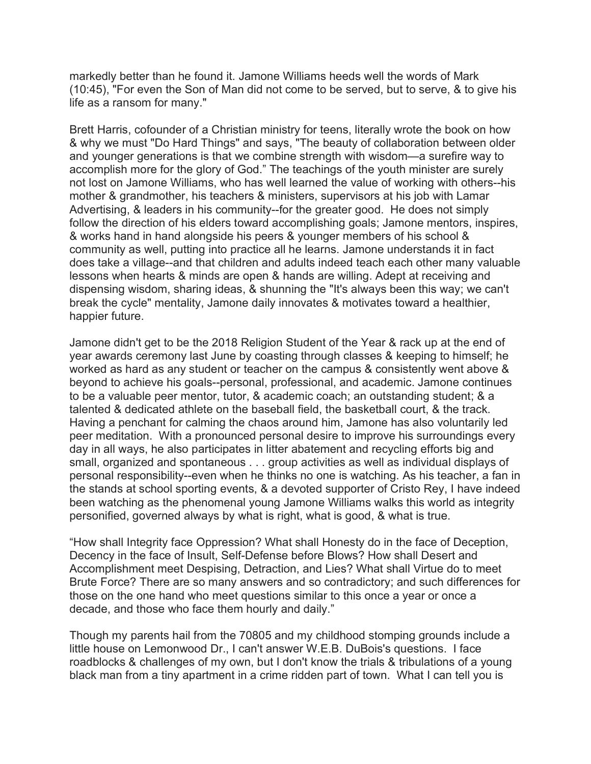markedly better than he found it. Jamone Williams heeds well the words of Mark (10:45), "For even the Son of Man did not come to be served, but to serve, & to give his life as a ransom for many."

Brett Harris, cofounder of a Christian ministry for teens, literally wrote the book on how & why we must "Do Hard Things" and says, "The beauty of collaboration between older and younger generations is that we combine strength with wisdom—a surefire way to accomplish more for the glory of God." The teachings of the youth minister are surely not lost on Jamone Williams, who has well learned the value of working with others--his mother & grandmother, his teachers & ministers, supervisors at his job with Lamar Advertising, & leaders in his community--for the greater good. He does not simply follow the direction of his elders toward accomplishing goals; Jamone mentors, inspires, & works hand in hand alongside his peers & younger members of his school & community as well, putting into practice all he learns. Jamone understands it in fact does take a village--and that children and adults indeed teach each other many valuable lessons when hearts & minds are open & hands are willing. Adept at receiving and dispensing wisdom, sharing ideas, & shunning the "It's always been this way; we can't break the cycle" mentality, Jamone daily innovates & motivates toward a healthier, happier future.

Jamone didn't get to be the 2018 Religion Student of the Year & rack up at the end of year awards ceremony last June by coasting through classes & keeping to himself; he worked as hard as any student or teacher on the campus & consistently went above & beyond to achieve his goals--personal, professional, and academic. Jamone continues to be a valuable peer mentor, tutor, & academic coach; an outstanding student; & a talented & dedicated athlete on the baseball field, the basketball court, & the track. Having a penchant for calming the chaos around him, Jamone has also voluntarily led peer meditation. With a pronounced personal desire to improve his surroundings every day in all ways, he also participates in litter abatement and recycling efforts big and small, organized and spontaneous . . . group activities as well as individual displays of personal responsibility--even when he thinks no one is watching. As his teacher, a fan in the stands at school sporting events, & a devoted supporter of Cristo Rey, I have indeed been watching as the phenomenal young Jamone Williams walks this world as integrity personified, governed always by what is right, what is good, & what is true.

"How shall Integrity face Oppression? What shall Honesty do in the face of Deception, Decency in the face of Insult, Self-Defense before Blows? How shall Desert and Accomplishment meet Despising, Detraction, and Lies? What shall Virtue do to meet Brute Force? There are so many answers and so contradictory; and such differences for those on the one hand who meet questions similar to this once a year or once a decade, and those who face them hourly and daily."

Though my parents hail from the 70805 and my childhood stomping grounds include a little house on Lemonwood Dr., I can't answer W.E.B. DuBois's questions. I face roadblocks & challenges of my own, but I don't know the trials & tribulations of a young black man from a tiny apartment in a crime ridden part of town. What I can tell you is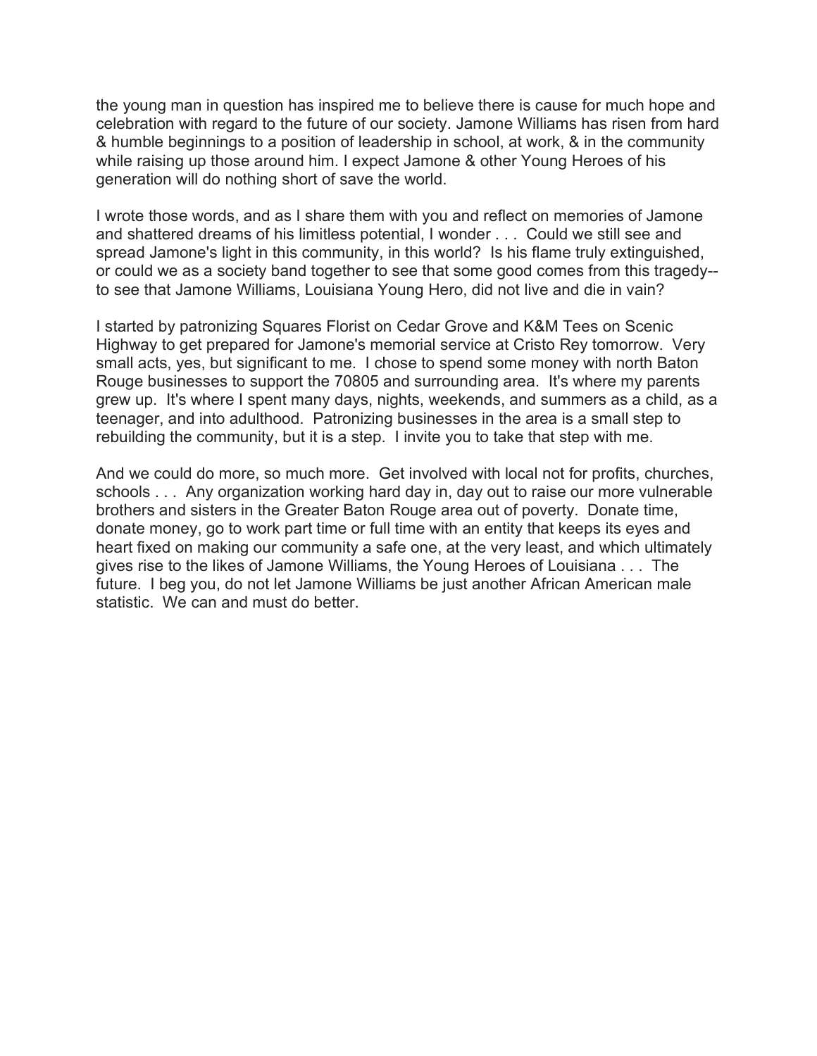the young man in question has inspired me to believe there is cause for much hope and celebration with regard to the future of our society. Jamone Williams has risen from hard & humble beginnings to a position of leadership in school, at work, & in the community while raising up those around him. I expect Jamone & other Young Heroes of his generation will do nothing short of save the world.

I wrote those words, and as I share them with you and reflect on memories of Jamone and shattered dreams of his limitless potential, I wonder . . . Could we still see and spread Jamone's light in this community, in this world? Is his flame truly extinguished, or could we as a society band together to see that some good comes from this tragedy-- to see that Jamone Williams, Louisiana Young Hero, did not live and die in vain?

I started by patronizing Squares Florist on Cedar Grove and K&M Tees on Scenic Highway to get prepared for Jamone's memorial service at Cristo Rey tomorrow. Very small acts, yes, but significant to me. I chose to spend some money with north Baton Rouge businesses to support the 70805 and surrounding area. It's where my parents grew up. It's where I spent many days, nights, weekends, and summers as a child, as a teenager, and into adulthood. Patronizing businesses in the area is a small step to rebuilding the community, but it is a step. I invite you to take that step with me.

And we could do more, so much more. Get involved with local not for profits, churches, schools . . . Any organization working hard day in, day out to raise our more vulnerable brothers and sisters in the Greater Baton Rouge area out of poverty. Donate time, donate money, go to work part time or full time with an entity that keeps its eyes and heart fixed on making our community a safe one, at the very least, and which ultimately gives rise to the likes of Jamone Williams, the Young Heroes of Louisiana . . . The future. I beg you, do not let Jamone Williams be just another African American male statistic. We can and must do better.